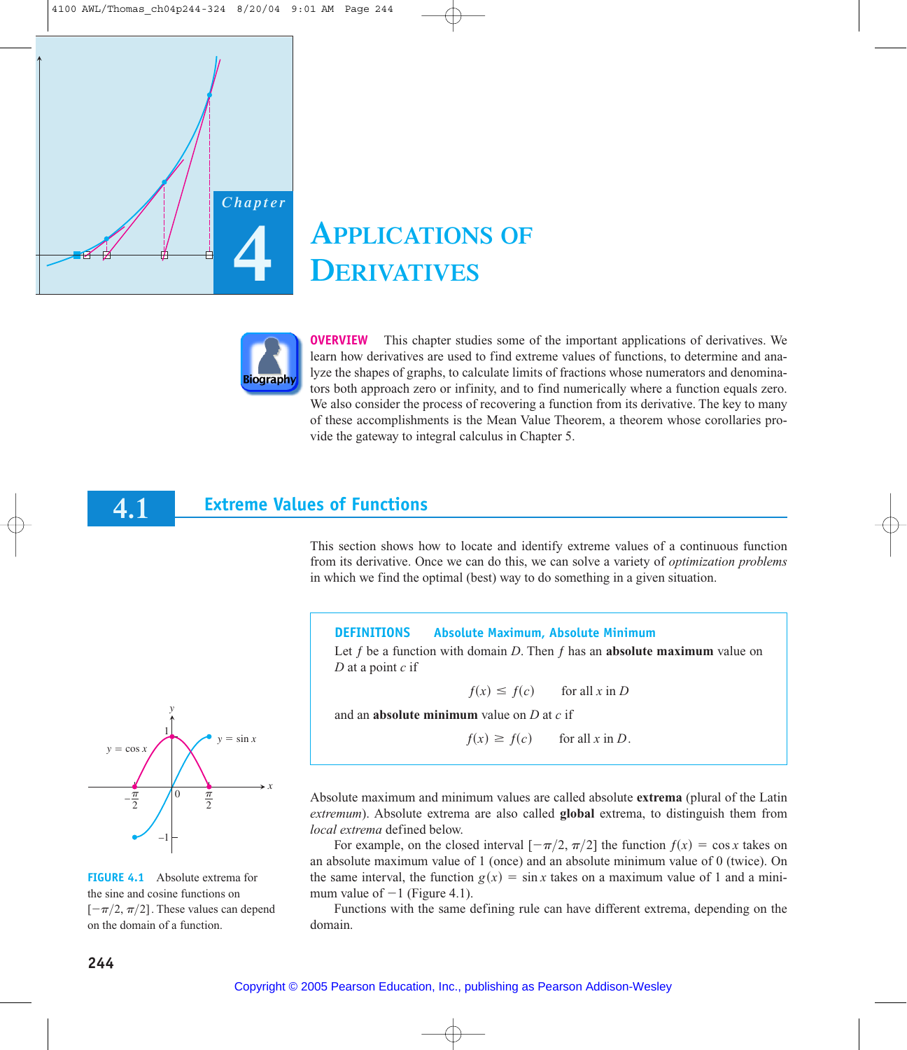# Chapter 4

# Applications of Derivatives

**OVERVIEW** This chapter studies some of the important applications of derivatives. We learn how derivatives are used to find extreme values of functions, to determine and analyze the shapes of graphs, to calculate limits of fractions whose numerators and denominators both approach zero or infinity, and to find numerically where a function equals zero. We also consider the process of recovering a function from its derivative. The key to many of these accomplishments is the Mean Value Theorem, a theorem whose corollaries provide the gateway to integral calculus in Chapter 5.

## 4.1 Extreme Values of Functions

This section shows how to locate and identify extreme values of a continuous function from its derivative. Once we can do this, we can solve a variety of *optimization problems* in which we find the optimal (best) way to do something in a given situation.

> **DEFINITIONS** **Absolute Maximum, Absolute Minimum**
>
> Let $f$ be a function with domain $D$. Then $f$ has an **absolute maximum** value on $D$ at a point $c$ if
>
> $$f(x) \leq f(c) \qquad \text{for all } x \text{ in } D$$
>
> and an **absolute minimum** value on $D$ at $c$ if
>
> $$f(x) \geq f(c) \qquad \text{for all } x \text{ in } D.$$

Absolute maximum and minimum values are called absolute **extrema** (plural of the Latin *extremum*). Absolute extrema are also called **global** extrema, to distinguish them from *local extrema* defined below.

For example, on the closed interval $[-\pi/2, \pi/2]$ the function $f(x) = \cos x$ takes on an absolute maximum value of 1 (once) and an absolute minimum value of 0 (twice). On the same interval, the function $g(x) = \sin x$ takes on a maximum value of 1 and a minimum value of $-1$ (Figure 4.1).

**FIGURE 4.1** Absolute extrema for the sine and cosine functions on $[-\pi/2, \pi/2]$. These values can depend on the domain of a function.

Functions with the same defining rule can have different extrema, depending on the domain.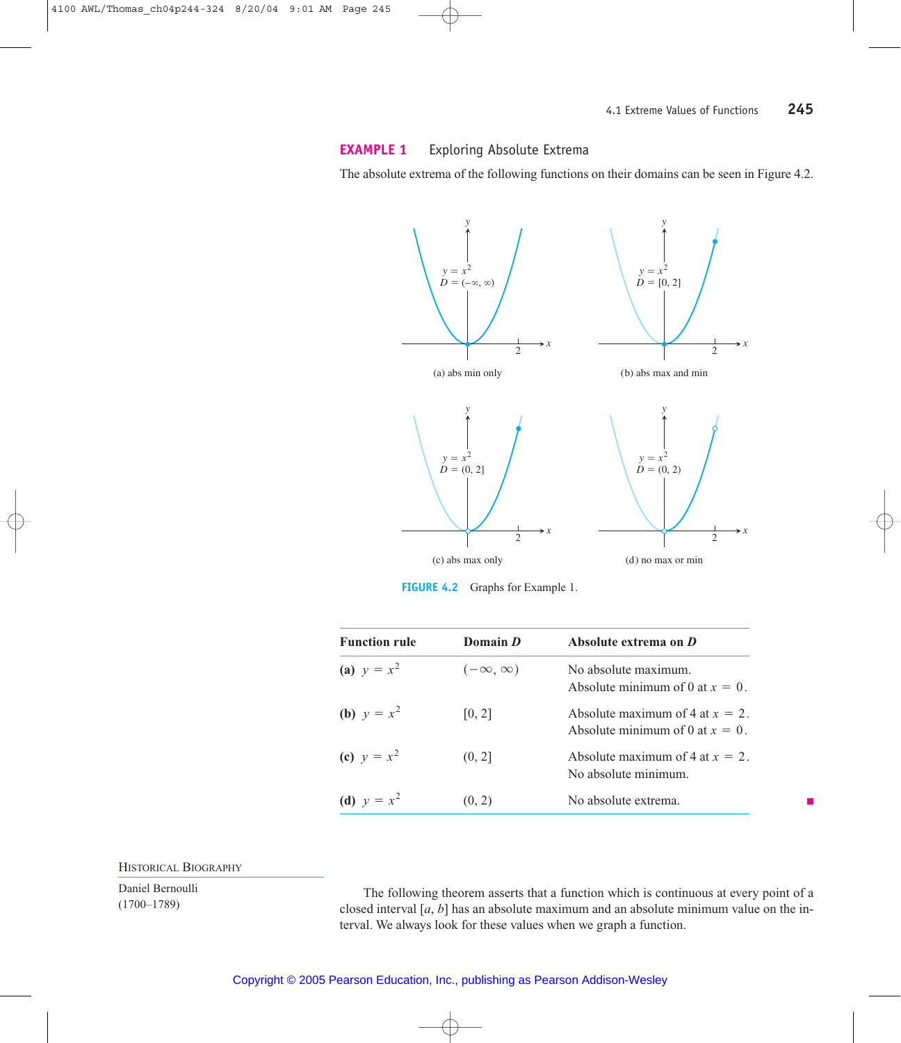**EXAMPLE 1** Exploring Absolute Extrema

The absolute extrema of the following functions on their domains can be seen in Figure 4.2.

(a) abs min only

(b) abs max and min

(c) abs max only

(d) no max or min

**FIGURE 4.2** Graphs for Example 1.

| Function rule | Domain $D$ | Absolute extrema on $D$ |
|---|---|---|
| **(a)** $y = x^2$ | $(-\infty, \infty)$ | No absolute maximum. Absolute minimum of 0 at $x = 0$. |
| **(b)** $y = x^2$ | $[0, 2]$ | Absolute maximum of 4 at $x = 2$. Absolute minimum of 0 at $x = 0$. |
| **(c)** $y = x^2$ | $(0, 2]$ | Absolute maximum of 4 at $x = 2$. No absolute minimum. |
| **(d)** $y = x^2$ | $(0, 2)$ | No absolute extrema. |

HISTORICAL BIOGRAPHY

Daniel Bernoulli (1700–1789)

The following theorem asserts that a function which is continuous at every point of a closed interval $[a, b]$ has an absolute maximum and an absolute minimum value on the interval. We always look for these values when we graph a function.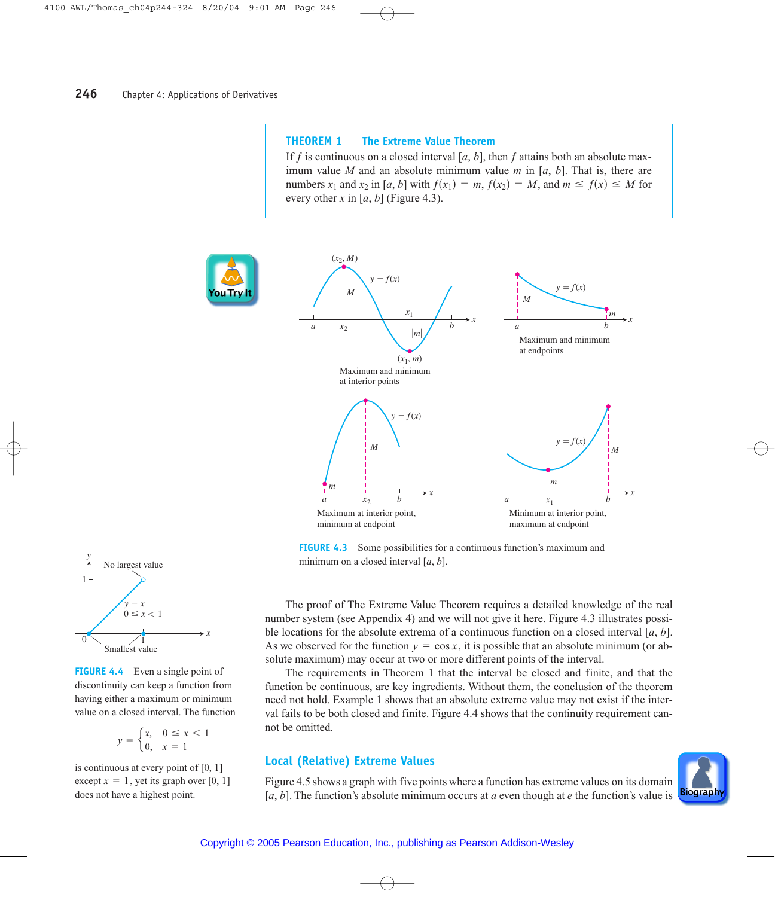**THEOREM 1 The Extreme Value Theorem**
If $f$ is continuous on a closed interval $[a, b]$, then $f$ attains both an absolute maximum value $M$ and an absolute minimum value $m$ in $[a, b]$. That is, there are numbers $x_1$ and $x_2$ in $[a, b]$ with $f(x_1) = m$, $f(x_2) = M$, and $m \leq f(x) \leq M$ for every other $x$ in $[a, b]$ (Figure 4.3).

**FIGURE 4.3** Some possibilities for a continuous function's maximum and minimum on a closed interval $[a, b]$.

The proof of The Extreme Value Theorem requires a detailed knowledge of the real number system (see Appendix 4) and we will not give it here. Figure 4.3 illustrates possible locations for the absolute extrema of a continuous function on a closed interval $[a, b]$. As we observed for the function $y = \cos x$, it is possible that an absolute minimum (or absolute maximum) may occur at two or more different points of the interval.

The requirements in Theorem 1 that the interval be closed and finite, and that the function be continuous, are key ingredients. Without them, the conclusion of the theorem need not hold. Example 1 shows that an absolute extreme value may not exist if the interval fails to be both closed and finite. Figure 4.4 shows that the continuity requirement cannot be omitted.

**FIGURE 4.4** Even a single point of discontinuity can keep a function from having either a maximum or minimum value on a closed interval. The function

$$y = \begin{cases} x, & 0 \leq x < 1 \\ 0, & x = 1 \end{cases}$$

is continuous at every point of $[0, 1]$ except $x = 1$, yet its graph over $[0, 1]$ does not have a highest point.

## Local (Relative) Extreme Values

Figure 4.5 shows a graph with five points where a function has extreme values on its domain $[a, b]$. The function's absolute minimum occurs at $a$ even though at $e$ the function's value is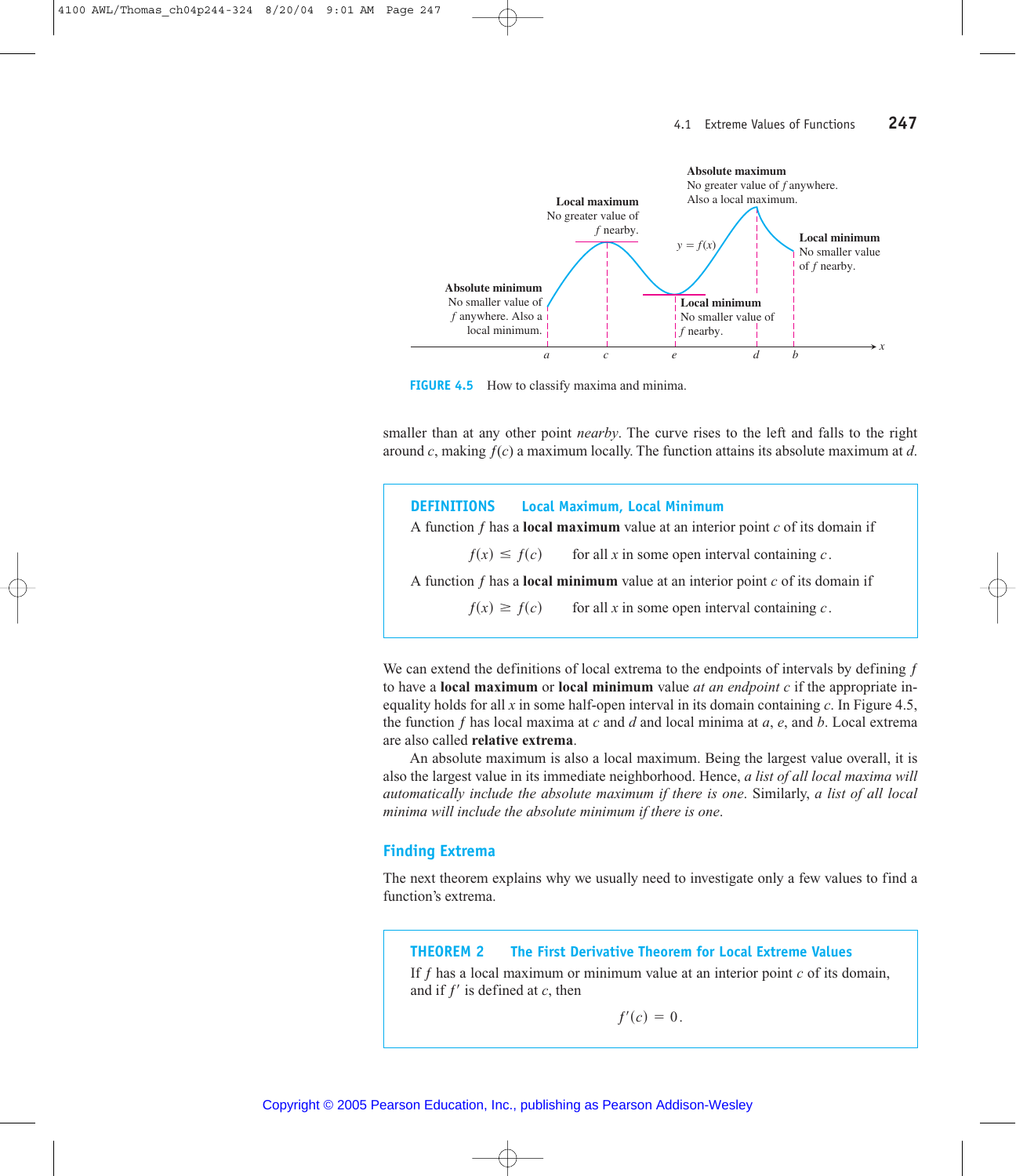**FIGURE 4.5** How to classify maxima and minima.

smaller than at any other point *nearby*. The curve rises to the left and falls to the right around $c$, making $f(c)$ a maximum locally. The function attains its absolute maximum at $d$.

> **DEFINITIONS Local Maximum, Local Minimum**
>
> A function $f$ has a **local maximum** value at an interior point $c$ of its domain if
>
> $$f(x) \le f(c) \qquad \text{for all } x \text{ in some open interval containing } c.$$
>
> A function $f$ has a **local minimum** value at an interior point $c$ of its domain if
>
> $$f(x) \ge f(c) \qquad \text{for all } x \text{ in some open interval containing } c.$$

We can extend the definitions of local extrema to the endpoints of intervals by defining $f$ to have a **local maximum** or **local minimum** value *at an endpoint* $c$ if the appropriate inequality holds for all $x$ in some half-open interval in its domain containing $c$. In Figure 4.5, the function $f$ has local maxima at $c$ and $d$ and local minima at $a$, $e$, and $b$. Local extrema are also called **relative extrema**.

An absolute maximum is also a local maximum. Being the largest value overall, it is also the largest value in its immediate neighborhood. Hence, *a list of all local maxima will automatically include the absolute maximum if there is one*. Similarly, *a list of all local minima will include the absolute minimum if there is one*.

## Finding Extrema

The next theorem explains why we usually need to investigate only a few values to find a function's extrema.

> **THEOREM 2 The First Derivative Theorem for Local Extreme Values**
>
> If $f$ has a local maximum or minimum value at an interior point $c$ of its domain, and if $f'$ is defined at $c$, then
>
> $$f'(c) = 0.$$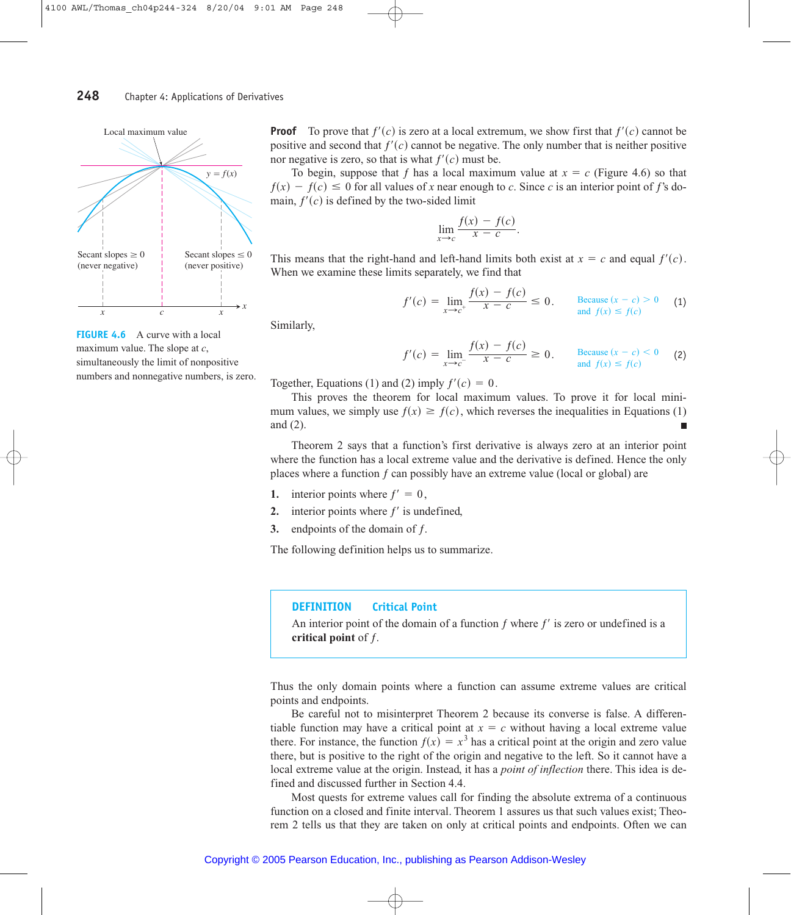**FIGURE 4.6** A curve with a local maximum value. The slope at $c$, simultaneously the limit of nonpositive numbers and nonnegative numbers, is zero.

**Proof** To prove that $f'(c)$ is zero at a local extremum, we show first that $f'(c)$ cannot be positive and second that $f'(c)$ cannot be negative. The only number that is neither positive nor negative is zero, so that is what $f'(c)$ must be.

To begin, suppose that $f$ has a local maximum value at $x = c$ (Figure 4.6) so that $f(x) - f(c) \leq 0$ for all values of $x$ near enough to $c$. Since $c$ is an interior point of $f$'s domain, $f'(c)$ is defined by the two-sided limit

$$\lim_{x \to c} \frac{f(x) - f(c)}{x - c}.$$

This means that the right-hand and left-hand limits both exist at $x = c$ and equal $f'(c)$. When we examine these limits separately, we find that

$$f'(c) = \lim_{x \to c^+} \frac{f(x) - f(c)}{x - c} \leq 0. \qquad \text{Because } (x - c) > 0 \text{ and } f(x) \leq f(c) \tag{1}$$

Similarly,

$$f'(c) = \lim_{x \to c^-} \frac{f(x) - f(c)}{x - c} \geq 0. \qquad \text{Because } (x - c) < 0 \text{ and } f(x) \leq f(c) \tag{2}$$

Together, Equations (1) and (2) imply $f'(c) = 0$.

This proves the theorem for local maximum values. To prove it for local minimum values, we simply use $f(x) \geq f(c)$, which reverses the inequalities in Equations (1) and (2). ∎

Theorem 2 says that a function's first derivative is always zero at an interior point where the function has a local extreme value and the derivative is defined. Hence the only places where a function $f$ can possibly have an extreme value (local or global) are

1. interior points where $f' = 0$,
2. interior points where $f'$ is undefined,
3. endpoints of the domain of $f$.

The following definition helps us to summarize.

> **DEFINITION Critical Point**
> An interior point of the domain of a function $f$ where $f'$ is zero or undefined is a **critical point** of $f$.

Thus the only domain points where a function can assume extreme values are critical points and endpoints.

Be careful not to misinterpret Theorem 2 because its converse is false. A differentiable function may have a critical point at $x = c$ without having a local extreme value there. For instance, the function $f(x) = x^3$ has a critical point at the origin and zero value there, but is positive to the right of the origin and negative to the left. So it cannot have a local extreme value at the origin. Instead, it has a *point of inflection* there. This idea is defined and discussed further in Section 4.4.

Most quests for extreme values call for finding the absolute extrema of a continuous function on a closed and finite interval. Theorem 1 assures us that such values exist; Theorem 2 tells us that they are taken on only at critical points and endpoints. Often we can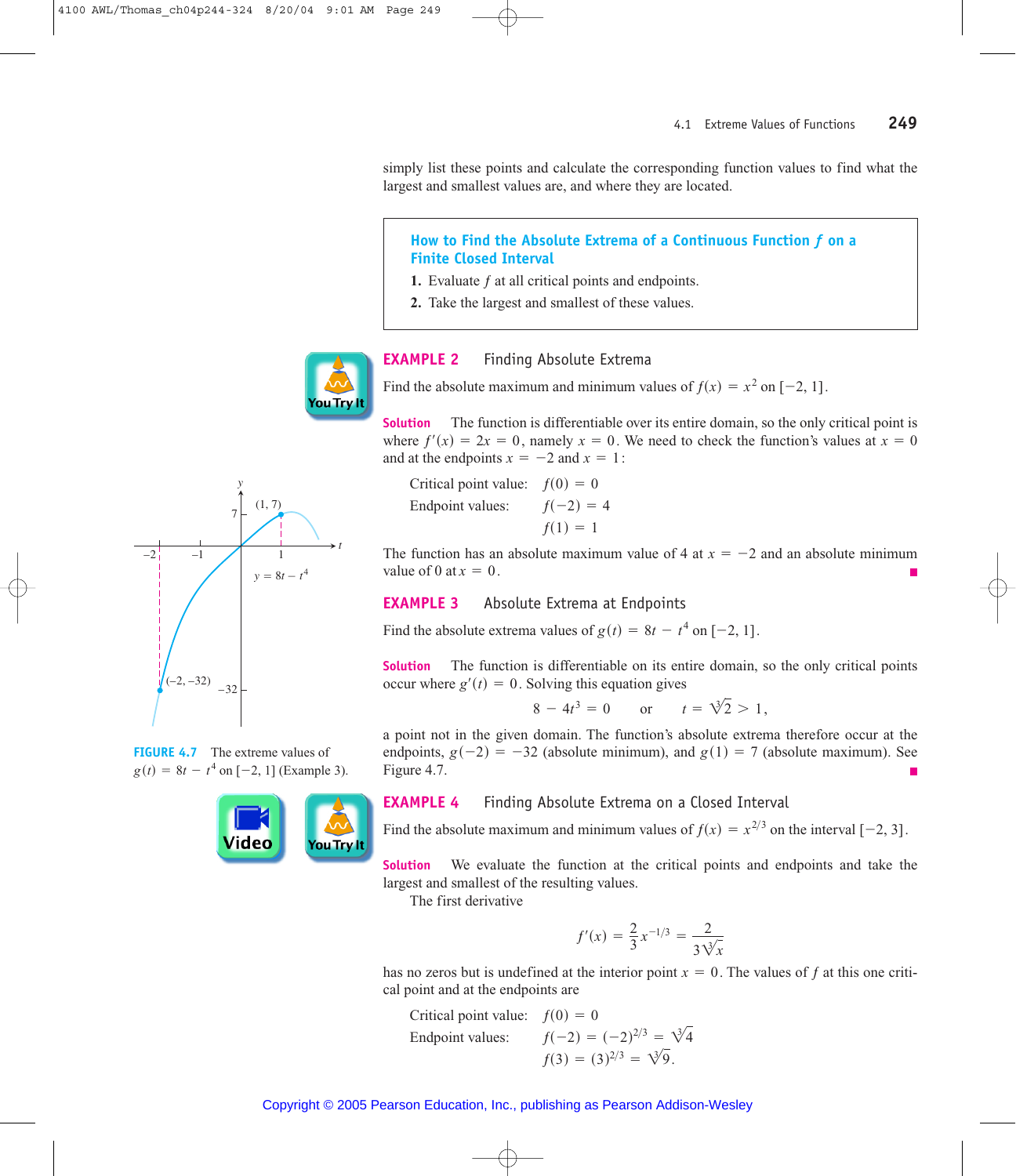simply list these points and calculate the corresponding function values to find what the largest and smallest values are, and where they are located.

> **How to Find the Absolute Extrema of a Continuous Function $f$ on a Finite Closed Interval**
>
> 1. Evaluate $f$ at all critical points and endpoints.
> 2. Take the largest and smallest of these values.

### EXAMPLE 2 Finding Absolute Extrema

Find the absolute maximum and minimum values of $f(x) = x^2$ on $[-2, 1]$.

**Solution** The function is differentiable over its entire domain, so the only critical point is where $f'(x) = 2x = 0$, namely $x = 0$. We need to check the function's values at $x = 0$ and at the endpoints $x = -2$ and $x = 1$:

Critical point value: $f(0) = 0$

Endpoint values: $f(-2) = 4$

$f(1) = 1$

The function has an absolute maximum value of 4 at $x = -2$ and an absolute minimum value of 0 at $x = 0$. ∎

### EXAMPLE 3 Absolute Extrema at Endpoints

Find the absolute extrema values of $g(t) = 8t - t^4$ on $[-2, 1]$.

**Solution** The function is differentiable on its entire domain, so the only critical points occur where $g'(t) = 0$. Solving this equation gives

$$8 - 4t^3 = 0 \qquad \text{or} \qquad t = \sqrt[3]{2} > 1,$$

a point not in the given domain. The function's absolute extrema therefore occur at the endpoints, $g(-2) = -32$ (absolute minimum), and $g(1) = 7$ (absolute maximum). See Figure 4.7. ∎

**FIGURE 4.7** The extreme values of $g(t) = 8t - t^4$ on $[-2, 1]$ (Example 3).

### EXAMPLE 4 Finding Absolute Extrema on a Closed Interval

Find the absolute maximum and minimum values of $f(x) = x^{2/3}$ on the interval $[-2, 3]$.

**Solution** We evaluate the function at the critical points and endpoints and take the largest and smallest of the resulting values.

The first derivative

$$f'(x) = \frac{2}{3}x^{-1/3} = \frac{2}{3\sqrt[3]{x}}$$

has no zeros but is undefined at the interior point $x = 0$. The values of $f$ at this one critical point and at the endpoints are

Critical point value: $f(0) = 0$

Endpoint values: $f(-2) = (-2)^{2/3} = \sqrt[3]{4}$

$f(3) = (3)^{2/3} = \sqrt[3]{9}$.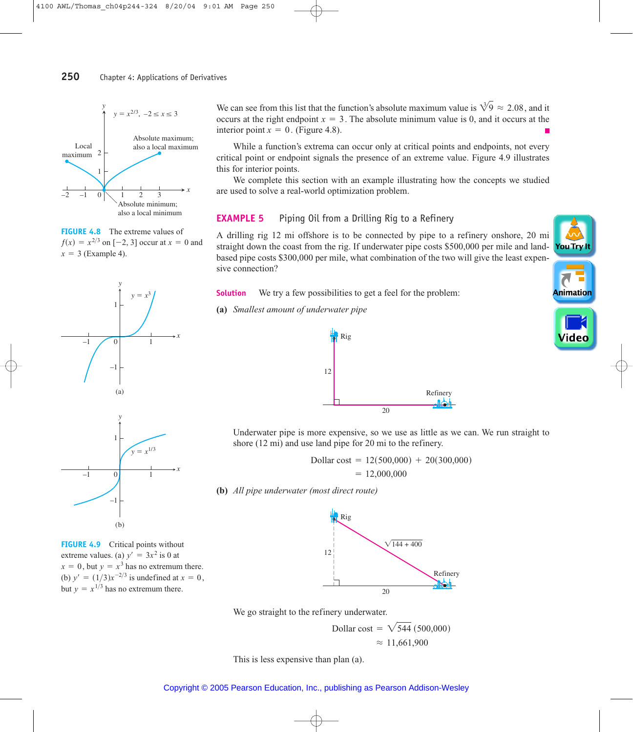FIGURE 4.8 The extreme values of $f(x) = x^{2/3}$ on $[-2, 3]$ occur at $x = 0$ and $x = 3$ (Example 4).

FIGURE 4.9 Critical points without extreme values. (a) $y' = 3x^2$ is 0 at $x = 0$, but $y = x^3$ has no extremum there. (b) $y' = (1/3)x^{-2/3}$ is undefined at $x = 0$, but $y = x^{1/3}$ has no extremum there.

We can see from this list that the function's absolute maximum value is $\sqrt[3]{9} \approx 2.08$, and it occurs at the right endpoint $x = 3$. The absolute minimum value is 0, and it occurs at the interior point $x = 0$. (Figure 4.8).

While a function's extrema can occur only at critical points and endpoints, not every critical point or endpoint signals the presence of an extreme value. Figure 4.9 illustrates this for interior points.

We complete this section with an example illustrating how the concepts we studied are used to solve a real-world optimization problem.

### EXAMPLE 5 Piping Oil from a Drilling Rig to a Refinery

A drilling rig 12 mi offshore is to be connected by pipe to a refinery onshore, 20 mi straight down the coast from the rig. If underwater pipe costs \$500,000 per mile and land-based pipe costs \$300,000 per mile, what combination of the two will give the least expensive connection?

**Solution** We try a few possibilities to get a feel for the problem:

**(a)** *Smallest amount of underwater pipe*

Underwater pipe is more expensive, so we use as little as we can. We run straight to shore (12 mi) and use land pipe for 20 mi to the refinery.

$$\begin{aligned}\text{Dollar cost} &= 12(500{,}000) + 20(300{,}000)\\ &= 12{,}000{,}000\end{aligned}$$

**(b)** *All pipe underwater (most direct route)*

We go straight to the refinery underwater.

$$\begin{aligned}\text{Dollar cost} &= \sqrt{544}\,(500{,}000)\\ &\approx 11{,}661{,}900\end{aligned}$$

This is less expensive than plan (a).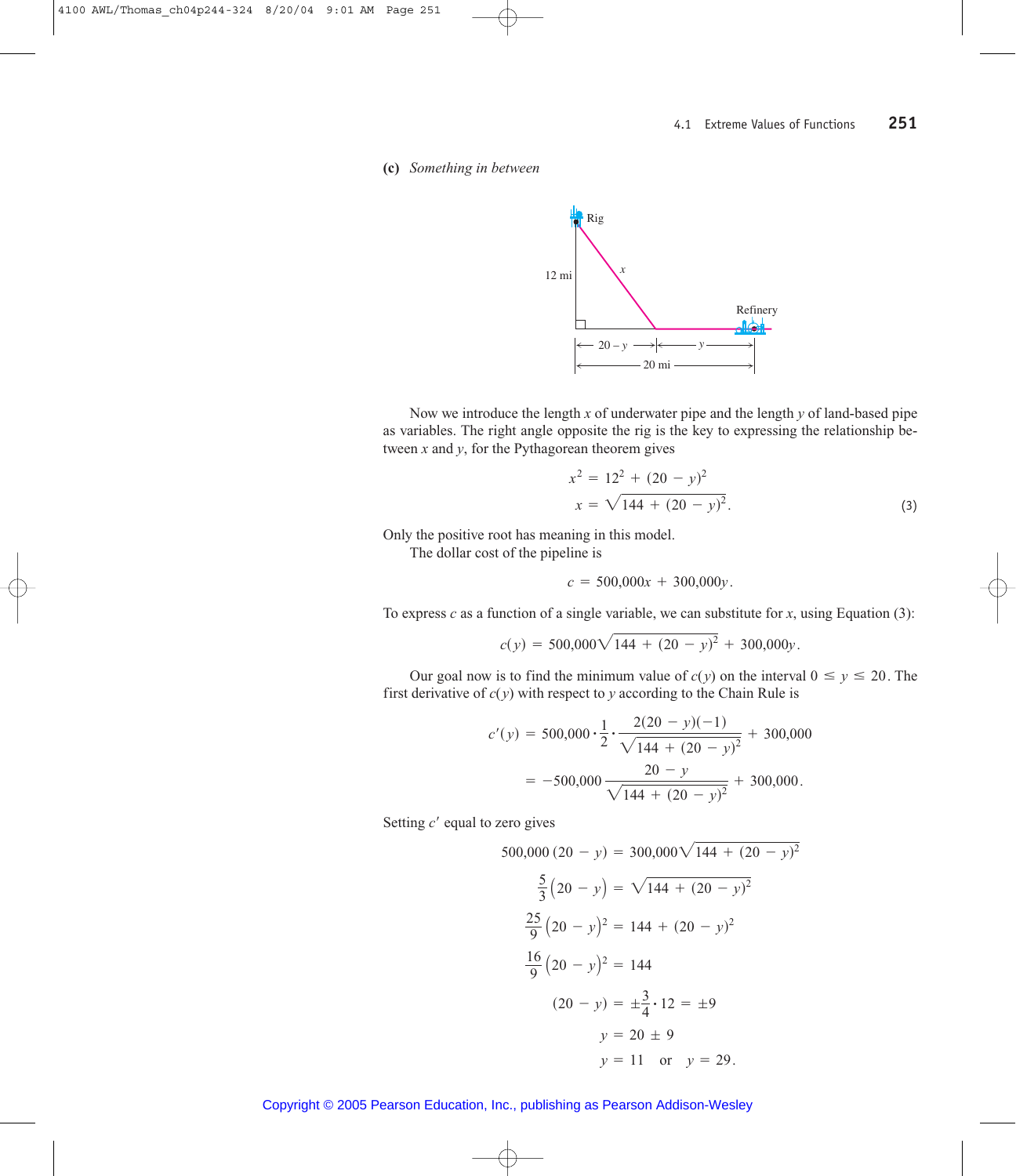**(c)** *Something in between*

Now we introduce the length $x$ of underwater pipe and the length $y$ of land-based pipe as variables. The right angle opposite the rig is the key to expressing the relationship between $x$ and $y$, for the Pythagorean theorem gives

$$x^2 = 12^2 + (20 - y)^2$$

$$x = \sqrt{144 + (20 - y)^2}. \tag{3}$$

Only the positive root has meaning in this model.

The dollar cost of the pipeline is

$$c = 500{,}000x + 300{,}000y.$$

To express $c$ as a function of a single variable, we can substitute for $x$, using Equation (3):

$$c(y) = 500{,}000\sqrt{144 + (20 - y)^2} + 300{,}000y.$$

Our goal now is to find the minimum value of $c(y)$ on the interval $0 \le y \le 20$. The first derivative of $c(y)$ with respect to $y$ according to the Chain Rule is

$$c'(y) = 500{,}000 \cdot \frac{1}{2} \cdot \frac{2(20 - y)(-1)}{\sqrt{144 + (20 - y)^2}} + 300{,}000$$

$$= -500{,}000 \frac{20 - y}{\sqrt{144 + (20 - y)^2}} + 300{,}000.$$

Setting $c'$ equal to zero gives

$$500{,}000\,(20 - y) = 300{,}000\sqrt{144 + (20 - y)^2}$$

$$\frac{5}{3}(20 - y) = \sqrt{144 + (20 - y)^2}$$

$$\frac{25}{9}(20 - y)^2 = 144 + (20 - y)^2$$

$$\frac{16}{9}(20 - y)^2 = 144$$

$$(20 - y) = \pm\frac{3}{4} \cdot 12 = \pm 9$$

$$y = 20 \pm 9$$

$$y = 11 \quad \text{or} \quad y = 29.$$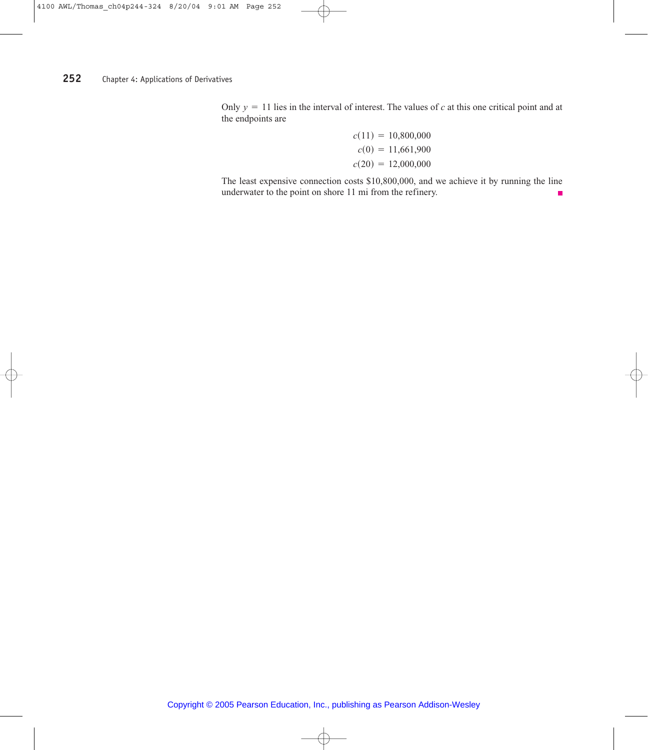Only $y = 11$ lies in the interval of interest. The values of $c$ at this one critical point and at the endpoints are

$$
\begin{aligned}
c(11) &= 10{,}800{,}000 \\
c(0) &= 11{,}661{,}900 \\
c(20) &= 12{,}000{,}000
\end{aligned}
$$

The least expensive connection costs $10,800,000, and we achieve it by running the line underwater to the point on shore 11 mi from the refinery. ■